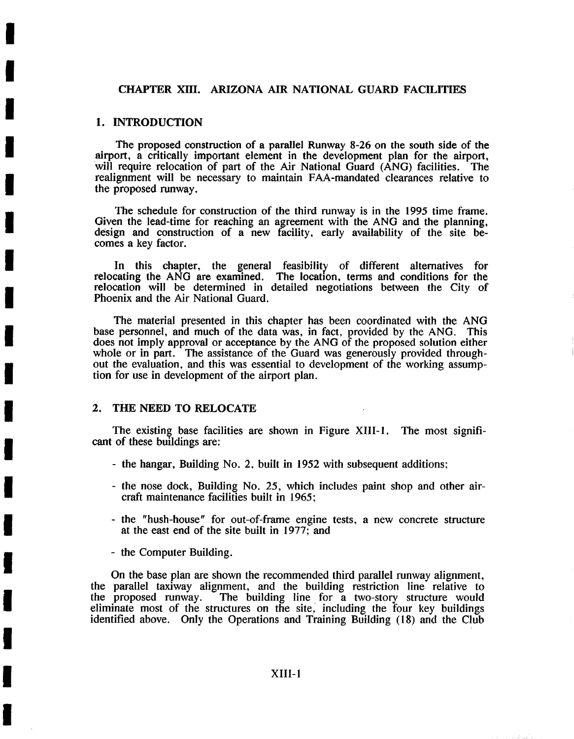# CHAPTER XIII. ARIZONA AIR NATIONAL GUARD FACILITIES

## 1. INTRODUCTION

The proposed construction of a parallel Runway 8-26 on the south side of the airport, a critically important element in the development plan for the airport, will require relocation of part of the Air National Guard (ANG) facilities. The realignment will be necessary to maintain FAA-mandated clearances relative to the proposed runway.

The schedule for construction of the third runway is in the 1995 time frame. Given the lead-time for reaching an agreement with the ANG and the planning, design and construction of a new facility, early availability of the site becomes a key factor.

In this chapter, the general feasibility of different alternatives for relocating the ANG are examined. The location, terms and conditions for the relocation will be determined in detailed negotiations between the City of Phoenix and the Air National Guard.

The material presented in this chapter has been coordinated with the ANG base personnel, and much of the data was, in fact, provided by the ANG. This does not imply approval or acceptance by the ANG of the proposed solution either whole or in part. The assistance of the Guard was generously provided throughout the evaluation, and this was essential to development of the working assumption for use in development of the airport plan.

## 2. THE NEED TO RELOCATE

The existing base facilities are shown in Figure XIII-1. The most significant of these buildings are:

- the hangar, Building No. 2, built in 1952 with subsequent additions;
- the nose dock, Building No. 25, which includes paint shop and other aircraft maintenance facilities built in 1965;
- the "hush-house" for out-of-frame engine tests, a new concrete structure at the east end of the site built in 1977; and
- the Computer Building.

On the base plan are shown the recommended third parallel runway alignment, the parallel taxiway alignment, and the building restriction line relative to the proposed runway. The building line for a two-story structure would eliminate most of the structures on the site, including the four key buildings identified above. Only the Operations and Training Building (18) and the Club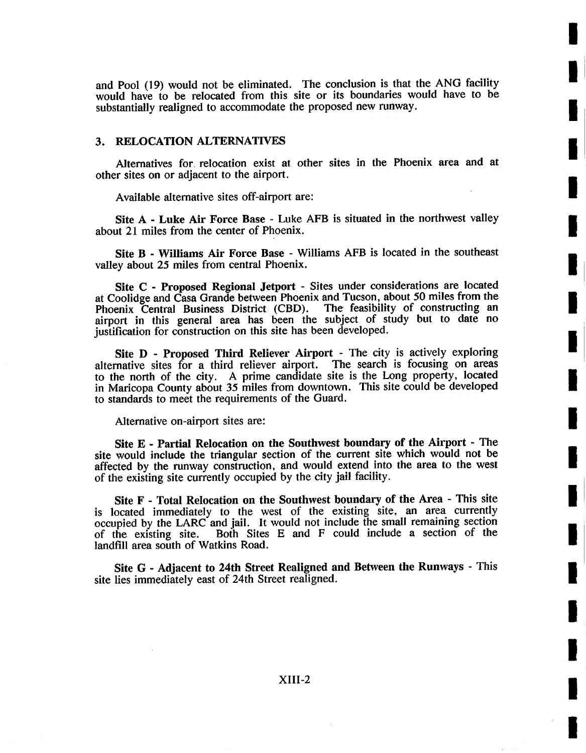and Pool (19) would not be eliminated. The conclusion is that the ANG facility would have to be relocated from this site or its boundaries would have to be substantially realigned to accommodate the proposed new runway.

## 3. RELOCATION ALTERNATIVES

Alternatives for relocation exist at other sites in the Phoenix area and at other sites on or adjacent to the airport.

Available alternative sites off-airport are:

**Site A - Luke Air Force Base** - Luke AFB is situated in the northwest valley about 21 miles from the center of Phoenix.

**Site B - Williams Air Force Base** - Williams AFB is located in the southeast valley about 25 miles from central Phoenix.

**Site C - Proposed Regional Jetport** - Sites under considerations are located at Coolidge and Casa Grande between Phoenix and Tucson, about 50 miles from the Phoenix Central Business District (CBD). The feasibility of constructing an airport in this general area has been the subject of study but to date no justification for construction on this site has been developed.

**Site D - Proposed Third Reliever Airport** - The city is actively exploring alternative sites for a third reliever airport. The search is focusing on areas to the north of the city. A prime candidate site is the Long property, located in Maricopa County about 35 miles from downtown. This site could be developed to standards to meet the requirements of the Guard.

Alternative on-airport sites are:

**Site E - Partial Relocation on the Southwest boundary of the Airport** - The site would include the triangular section of the current site which would not be affected by the runway construction, and would extend into the area to the west of the existing site currently occupied by the city jail facility.

**Site F - Total Relocation on the Southwest boundary of the Area** - This site is located immediately to the west of the existing site, an area currently occupied by the LARC and jail. It would not include the small remaining section of the existing site. Both Sites E and F could include a section of the landfill area south of Watkins Road.

**Site G - Adjacent to 24th Street Realigned and Between the Runways** - This site lies immediately east of 24th Street realigned.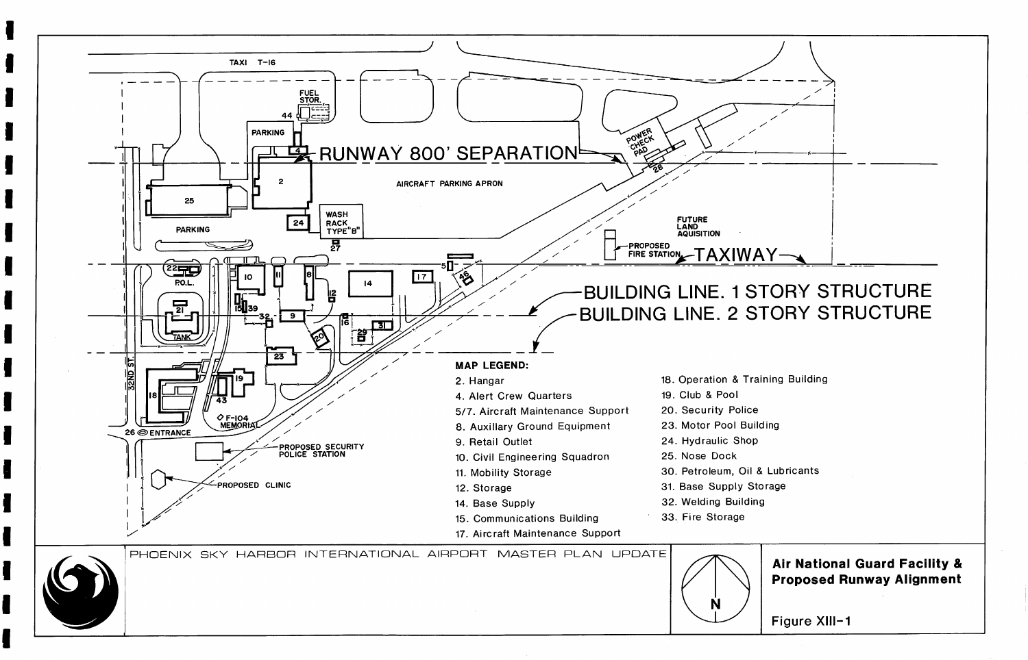TAXI T-16

FUEL STOR.

PARKING

RUNWAY 800' SEPARATION

POWER CHECK PAD

AIRCRAFT PARKING APRON

PARKING

WASH RACK TYPE "B"

FUTURE LAND AQUISITION

PROPOSED FIRE STATION

TAXIWAY

P.O.L.

TANK

BUILDING LINE. 1 STORY STRUCTURE

BUILDING LINE. 2 STORY STRUCTURE

32ND ST.

F-104 MEMORIAL

26 ENTRANCE

PROPOSED SECURITY POLICE STATION

PROPOSED CLINIC

**MAP LEGEND:**

2. Hangar
4. Alert Crew Quarters
5/7. Aircraft Maintenance Support
8. Auxillary Ground Equipment
9. Retail Outlet
10. Civil Engineering Squadron
11. Mobility Storage
12. Storage
14. Base Supply
15. Communications Building
17. Aircraft Maintenance Support
18. Operation & Training Building
19. Club & Pool
20. Security Police
23. Motor Pool Building
24. Hydraulic Shop
25. Nose Dock
30. Petroleum, Oil & Lubricants
31. Base Supply Storage
32. Welding Building
33. Fire Storage

PHOENIX SKY HARBOR INTERNATIONAL AIRPORT MASTER PLAN UPDATE

N

**Air National Guard Facility & Proposed Runway Alignment**

Figure XIII-1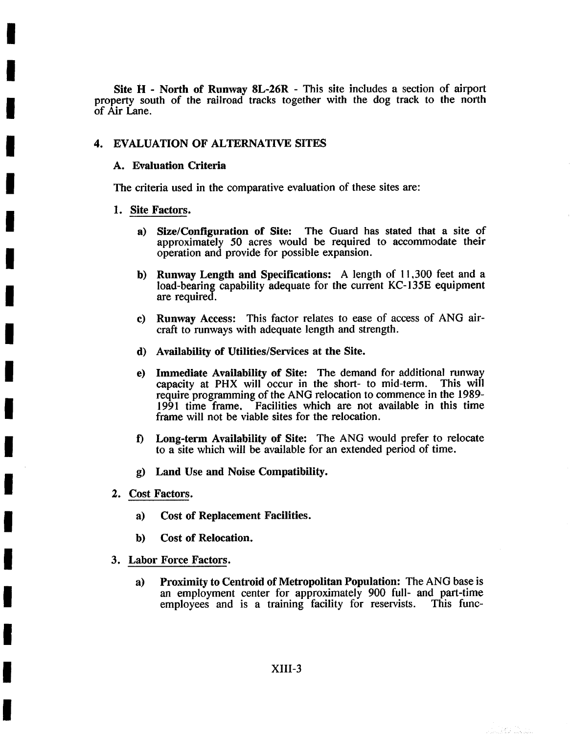**Site H - North of Runway 8L-26R** - This site includes a section of airport property south of the railroad tracks together with the dog track to the north of Air Lane.

## 4. EVALUATION OF ALTERNATIVE SITES

### A. Evaluation Criteria

The criteria used in the comparative evaluation of these sites are:

1. Site Factors.

   a) **Size/Configuration of Site:** The Guard has stated that a site of approximately 50 acres would be required to accommodate their operation and provide for possible expansion.

   b) **Runway Length and Specifications:** A length of 11,300 feet and a load-bearing capability adequate for the current KC-135E equipment are required.

   c) **Runway Access:** This factor relates to ease of access of ANG aircraft to runways with adequate length and strength.

   d) **Availability of Utilities/Services at the Site.**

   e) **Immediate Availability of Site:** The demand for additional runway capacity at PHX will occur in the short- to mid-term. This will require programming of the ANG relocation to commence in the 1989-1991 time frame. Facilities which are not available in this time frame will not be viable sites for the relocation.

   f) **Long-term Availability of Site:** The ANG would prefer to relocate to a site which will be available for an extended period of time.

   g) **Land Use and Noise Compatibility.**

2. Cost Factors.

   a) **Cost of Replacement Facilities.**

   b) **Cost of Relocation.**

3. Labor Force Factors.

   a) **Proximity to Centroid of Metropolitan Population:** The ANG base is an employment center for approximately 900 full- and part-time employees and is a training facility for reservists. This func-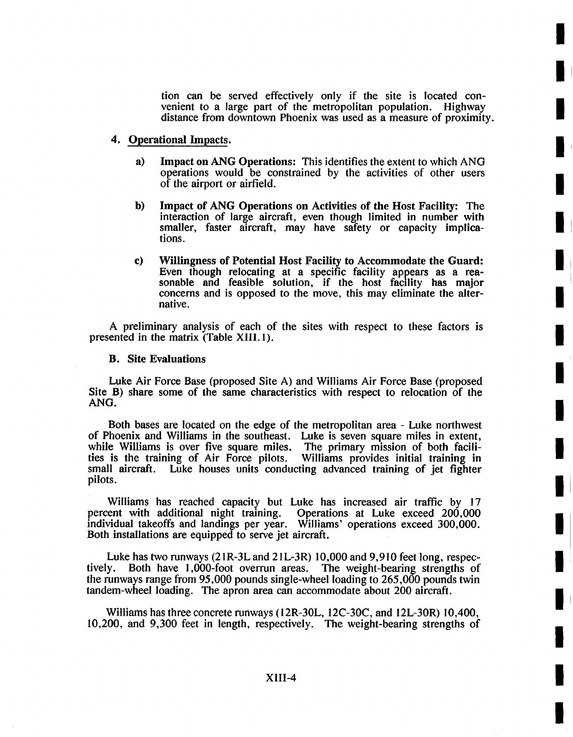tion can be served effectively only if the site is located convenient to a large part of the metropolitan population. Highway distance from downtown Phoenix was used as a measure of proximity.

4. <u>Operational Impacts</u>.

   a) **Impact on ANG Operations:** This identifies the extent to which ANG operations would be constrained by the activities of other users of the airport or airfield.

   b) **Impact of ANG Operations on Activities of the Host Facility:** The interaction of large aircraft, even though limited in number with smaller, faster aircraft, may have safety or capacity implications.

   c) **Willingness of Potential Host Facility to Accommodate the Guard:** Even though relocating at a specific facility appears as a reasonable and feasible solution, if the host facility has major concerns and is opposed to the move, this may eliminate the alternative.

A preliminary analysis of each of the sites with respect to these factors is presented in the matrix (Table XIII.1).

**B. Site Evaluations**

Luke Air Force Base (proposed Site A) and Williams Air Force Base (proposed Site B) share some of the same characteristics with respect to relocation of the ANG.

Both bases are located on the edge of the metropolitan area - Luke northwest of Phoenix and Williams in the southeast. Luke is seven square miles in extent, while Williams is over five square miles. The primary mission of both facilities is the training of Air Force pilots. Williams provides initial training in small aircraft. Luke houses units conducting advanced training of jet fighter pilots.

Williams has reached capacity but Luke has increased air traffic by 17 percent with additional night training. Operations at Luke exceed 200,000 individual takeoffs and landings per year. Williams' operations exceed 300,000. Both installations are equipped to serve jet aircraft.

Luke has two runways (21R-3L and 21L-3R) 10,000 and 9,910 feet long, respectively. Both have 1,000-foot overrun areas. The weight-bearing strengths of the runways range from 95,000 pounds single-wheel loading to 265,000 pounds twin tandem-wheel loading. The apron area can accommodate about 200 aircraft.

Williams has three concrete runways (12R-30L, 12C-30C, and 12L-30R) 10,400, 10,200, and 9,300 feet in length, respectively. The weight-bearing strengths of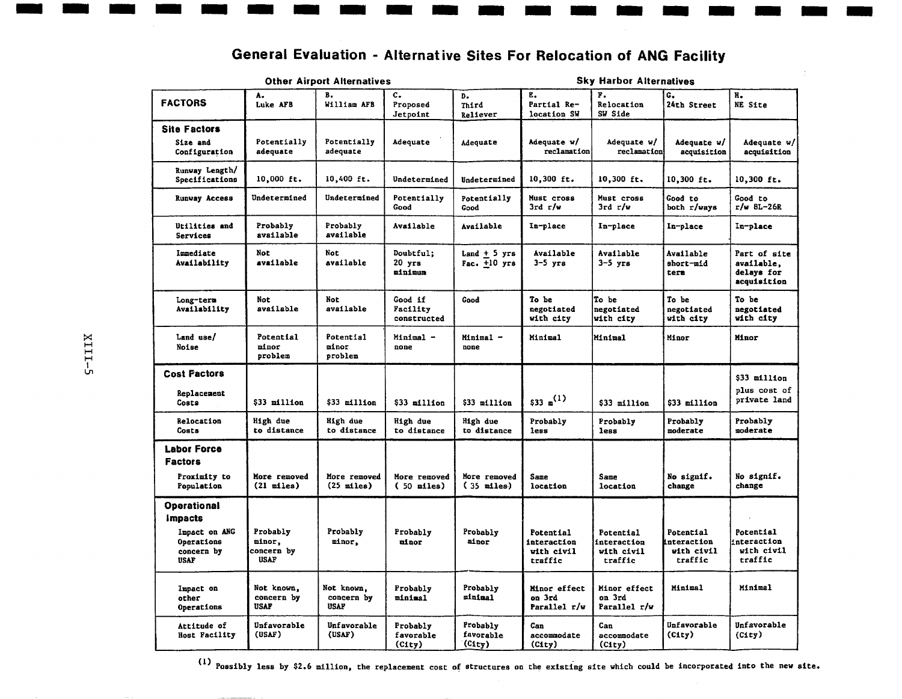# General Evaluation - Alternative Sites For Relocation of ANG Facility

| | Other Airport Alternatives | | | | Sky Harbor Alternatives | | | |
|---|---|---|---|---|---|---|---|---|
| **FACTORS** | A. Luke AFB | B. William AFB | C. Proposed Jetpoint | D. Third Reliever | E. Partial Relocation SW | F. Relocation SW Side | G. 24th Street | H. NE Site |
| **Site Factors** | | | | | | | | |
| Size and Configuration | Potentially adequate | Potentially adequate | Adequate | Adequate | Adequate w/ reclamation | Adequate w/ reclamation | Adequate w/ acquisition | Adequate w/ acquisition |
| Runway Length/ Specifications | 10,000 ft. | 10,400 ft. | Undetermined | Undetermined | 10,300 ft. | 10,300 ft. | 10,300 ft. | 10,300 ft. |
| Runway Access | Undetermined | Undetermined | Potentially Good | Potentially Good | Must cross 3rd r/w | Must cross 3rd r/w | Good to both r/ways | Good to r/w 8L-26R |
| Utilities and Services | Probably available | Probably available | Available | Available | In-place | In-place | In-place | In-place |
| Immediate Availability | Not available | Not available | Doubtful; 20 yrs minimum | Land ± 5 yrs Fac. ±10 yrs | Available 3-5 yrs | Available 3-5 yrs | Available short-mid term | Part of site available, delays for acquisition |
| Long-term Availability | Not available | Not available | Good if Facility constructed | Good | To be negotiated with city | To be negotiated with city | To be negotiated with city | To be negotiated with city |
| Land use/ Noise | Potential minor problem | Potential minor problem | Minimal - none | Minimal - none | Minimal | Minimal | Minor | Minor |
| **Cost Factors** | | | | | | | | |
| Replacement Costs | $33 million | $33 million | $33 million | $33 million | $33 m[(1)] | $33 million | $33 million | $33 million plus cost of private land |
| Relocation Costs | High due to distance | High due to distance | High due to distance | High due to distance | Probably less | Probably less | Probably moderate | Probably moderate |
| **Labor Force Factors** | | | | | | | | |
| Proximity to Population | More removed (21 miles) | More removed (25 miles) | More removed ( 50 miles) | More removed ( 35 miles) | Same location | Same location | No signif. change | No signif. change |
| **Operational Impacts** | | | | | | | | |
| Impact on ANG Operations concern by USAF | Probably minor, concern by USAF | Probably minor, | Probably minor | Probably minor | Potential interaction with civil traffic | Potential interaction with civil traffic | Potential interaction with civil traffic | Potential interaction with civil traffic |
| Impact on other Operations | Not known, concern by USAF | Not known, concern by USAF | Probably minimal | Probably minimal | Minor effect on 3rd Parallel r/w | Minor effect on 3rd Parallel r/w | Minimal | Minimal |
| Attitude of Host Facility | Unfavorable (USAF) | Unfavorable (USAF) | Probably favorable (City) | Probably favorable (City) | Can accommodate (City) | Can accommodate (City) | Unfavorable (City) | Unfavorable (City) |

(1) Possibly less by $2.6 million, the replacement cost of structures on the existing site which could be incorporated into the new site.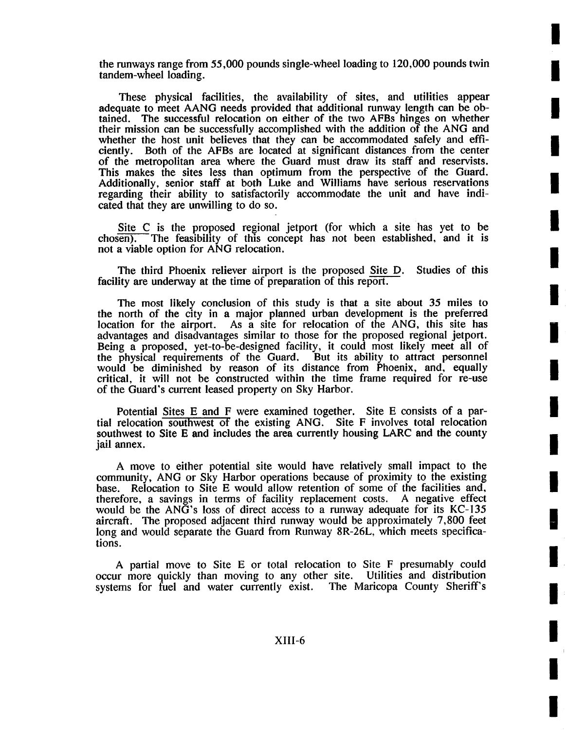the runways range from 55,000 pounds single-wheel loading to 120,000 pounds twin tandem-wheel loading.

These physical facilities, the availability of sites, and utilities appear adequate to meet AANG needs provided that additional runway length can be obtained. The successful relocation on either of the two AFBs hinges on whether their mission can be successfully accomplished with the addition of the ANG and whether the host unit believes that they can be accommodated safely and efficiently. Both of the AFBs are located at significant distances from the center of the metropolitan area where the Guard must draw its staff and reservists. This makes the sites less than optimum from the perspective of the Guard. Additionally, senior staff at both Luke and Williams have serious reservations regarding their ability to satisfactorily accommodate the unit and have indicated that they are unwilling to do so.

Site C is the proposed regional jetport (for which a site has yet to be chosen). The feasibility of this concept has not been established, and it is not a viable option for ANG relocation.

The third Phoenix reliever airport is the proposed Site D. Studies of this facility are underway at the time of preparation of this report.

The most likely conclusion of this study is that a site about 35 miles to the north of the city in a major planned urban development is the preferred location for the airport. As a site for relocation of the ANG, this site has advantages and disadvantages similar to those for the proposed regional jetport. Being a proposed, yet-to-be-designed facility, it could most likely meet all of the physical requirements of the Guard. But its ability to attract personnel would be diminished by reason of its distance from Phoenix, and, equally critical, it will not be constructed within the time frame required for re-use of the Guard's current leased property on Sky Harbor.

Potential Sites E and F were examined together. Site E consists of a partial relocation southwest of the existing ANG. Site F involves total relocation southwest to Site E and includes the area currently housing LARC and the county jail annex.

A move to either potential site would have relatively small impact to the community, ANG or Sky Harbor operations because of proximity to the existing base. Relocation to Site E would allow retention of some of the facilities and, therefore, a savings in terms of facility replacement costs. A negative effect would be the ANG's loss of direct access to a runway adequate for its KC-135 aircraft. The proposed adjacent third runway would be approximately 7,800 feet long and would separate the Guard from Runway 8R-26L, which meets specifications.

A partial move to Site E or total relocation to Site F presumably could occur more quickly than moving to any other site. Utilities and distribution systems for fuel and water currently exist. The Maricopa County Sheriff's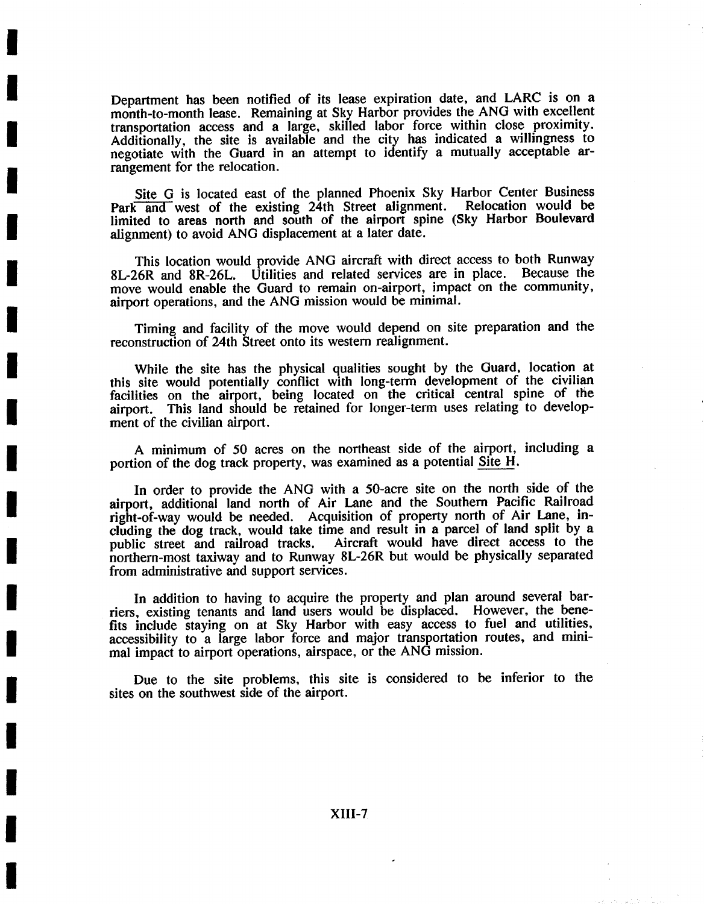Department has been notified of its lease expiration date, and LARC is on a month-to-month lease. Remaining at Sky Harbor provides the ANG with excellent transportation access and a large, skilled labor force within close proximity. Additionally, the site is available and the city has indicated a willingness to negotiate with the Guard in an attempt to identify a mutually acceptable arrangement for the relocation.

Site G is located east of the planned Phoenix Sky Harbor Center Business Park and west of the existing 24th Street alignment. Relocation would be limited to areas north and south of the airport spine (Sky Harbor Boulevard alignment) to avoid ANG displacement at a later date.

This location would provide ANG aircraft with direct access to both Runway 8L-26R and 8R-26L. Utilities and related services are in place. Because the move would enable the Guard to remain on-airport, impact on the community, airport operations, and the ANG mission would be minimal.

Timing and facility of the move would depend on site preparation and the reconstruction of 24th Street onto its western realignment.

While the site has the physical qualities sought by the Guard, location at this site would potentially conflict with long-term development of the civilian facilities on the airport, being located on the critical central spine of the airport. This land should be retained for longer-term uses relating to development of the civilian airport.

A minimum of 50 acres on the northeast side of the airport, including a portion of the dog track property, was examined as a potential Site H.

In order to provide the ANG with a 50-acre site on the north side of the airport, additional land north of Air Lane and the Southern Pacific Railroad right-of-way would be needed. Acquisition of property north of Air Lane, including the dog track, would take time and result in a parcel of land split by a public street and railroad tracks. Aircraft would have direct access to the northern-most taxiway and to Runway 8L-26R but would be physically separated from administrative and support services.

In addition to having to acquire the property and plan around several barriers, existing tenants and land users would be displaced. However, the benefits include staying on at Sky Harbor with easy access to fuel and utilities, accessibility to a large labor force and major transportation routes, and minimal impact to airport operations, airspace, or the ANG mission.

Due to the site problems, this site is considered to be inferior to the sites on the southwest side of the airport.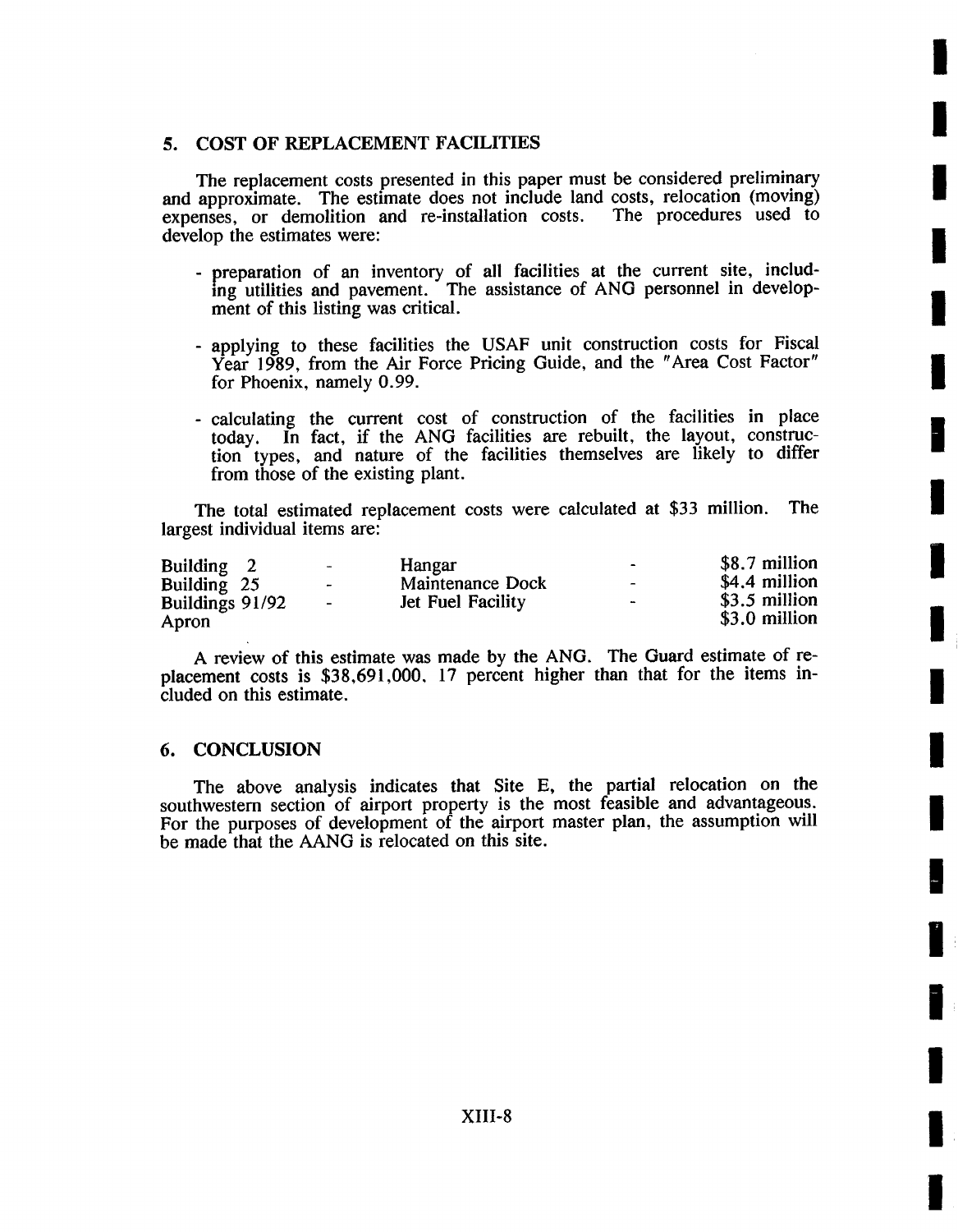## 5. COST OF REPLACEMENT FACILITIES

The replacement costs presented in this paper must be considered preliminary and approximate. The estimate does not include land costs, relocation (moving) expenses, or demolition and re-installation costs. The procedures used to develop the estimates were:

- preparation of an inventory of all facilities at the current site, including utilities and pavement. The assistance of ANG personnel in development of this listing was critical.
- applying to these facilities the USAF unit construction costs for Fiscal Year 1989, from the Air Force Pricing Guide, and the "Area Cost Factor" for Phoenix, namely 0.99.
- calculating the current cost of construction of the facilities in place today. In fact, if the ANG facilities are rebuilt, the layout, construction types, and nature of the facilities themselves are likely to differ from those of the existing plant.

The total estimated replacement costs were calculated at $33 million. The largest individual items are:

| | | | | | |
|---|---|---|---|---|---|
| Building 2 | - | Hangar | - | $8.7 million |
| Building 25 | - | Maintenance Dock | - | $4.4 million |
| Buildings 91/92 | - | Jet Fuel Facility | - | $3.5 million |
| Apron | | | | $3.0 million |

A review of this estimate was made by the ANG. The Guard estimate of replacement costs is $38,691,000, 17 percent higher than that for the items included on this estimate.

## 6. CONCLUSION

The above analysis indicates that Site E, the partial relocation on the southwestern section of airport property is the most feasible and advantageous. For the purposes of development of the airport master plan, the assumption will be made that the AANG is relocated on this site.